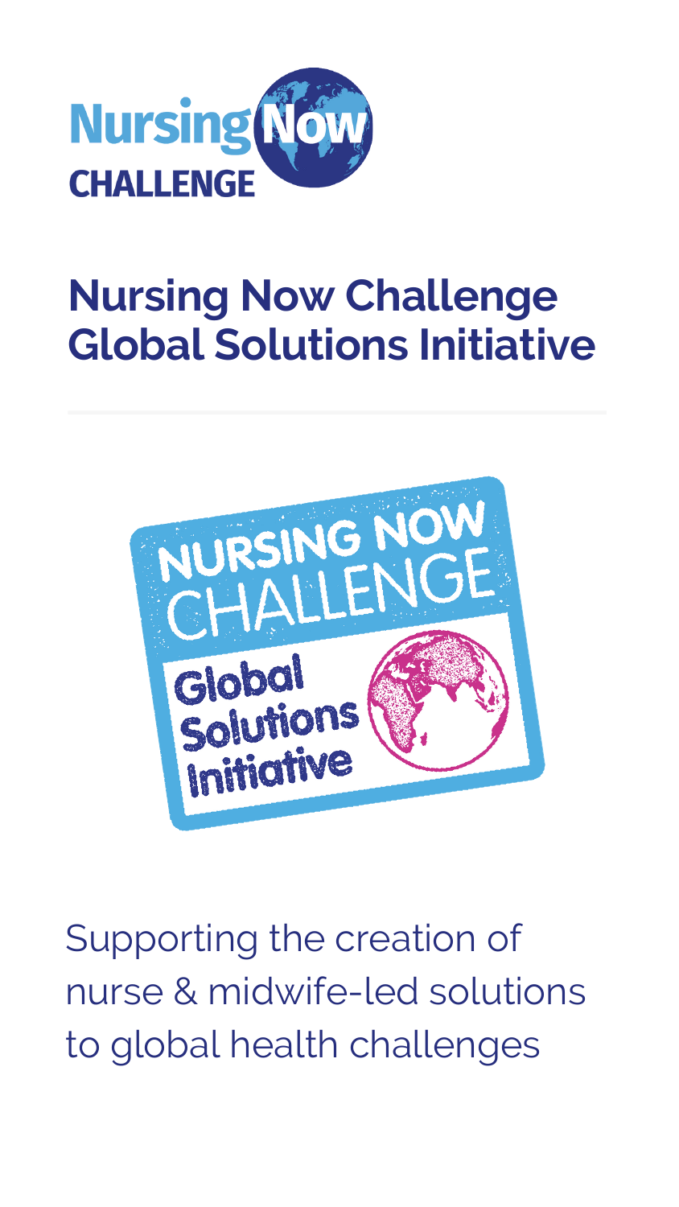# Nursing Now Challenge Global Solutions Initiative

Supporting the creation of nurse & midwife-led solutions to global health challenges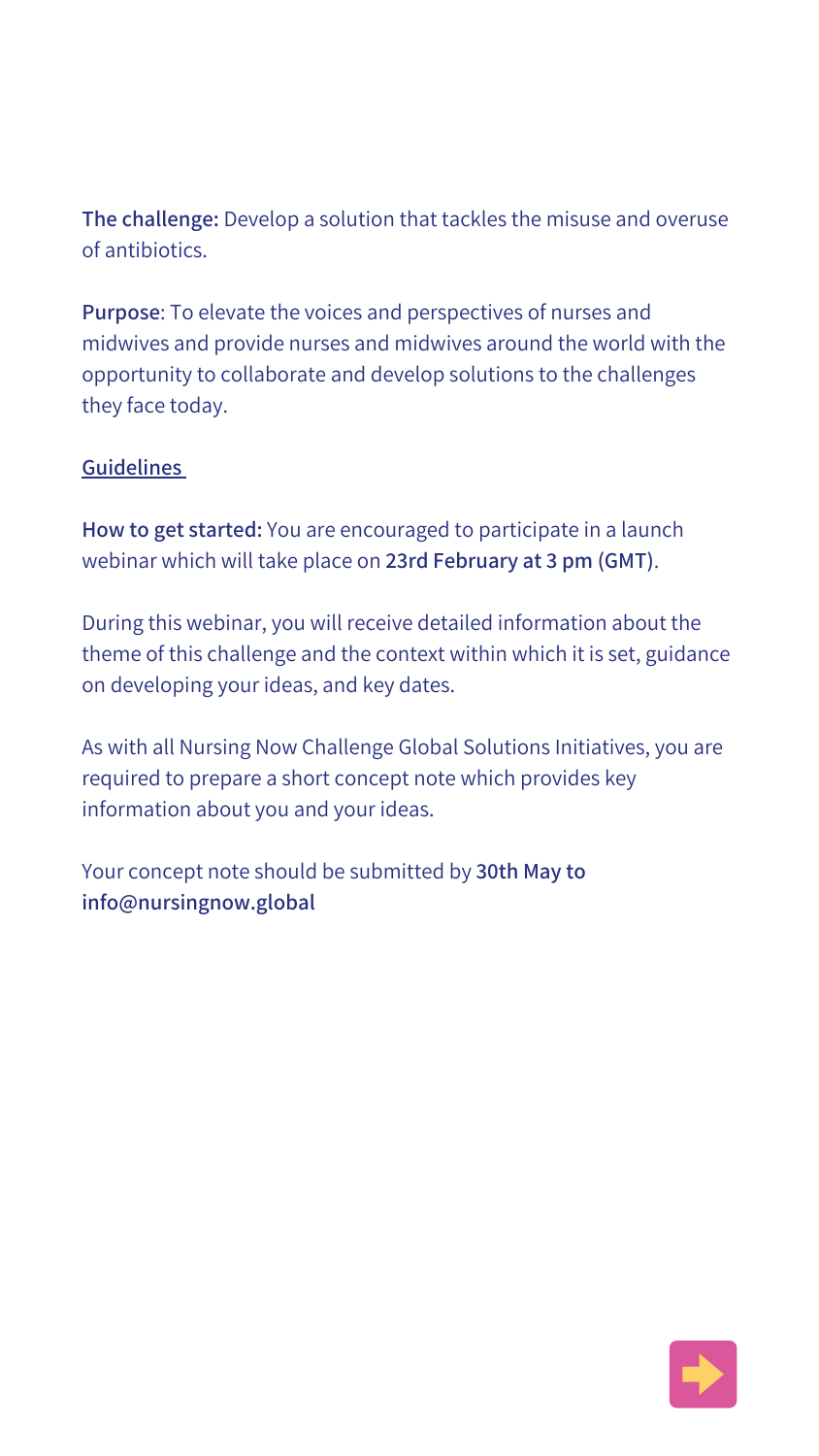**The challenge:** Develop a solution that tackles the misuse and overuse of antibiotics.

**Purpose**: To elevate the voices and perspectives of nurses and midwives and provide nurses and midwives around the world with the opportunity to collaborate and develop solutions to the challenges they face today.

<u>Guidelines</u>

**How to get started:** You are encouraged to participate in a launch webinar which will take place on **23rd February at 3 pm (GMT)**.

During this webinar, you will receive detailed information about the theme of this challenge and the context within which it is set, guidance on developing your ideas, and key dates.

As with all Nursing Now Challenge Global Solutions Initiatives, you are required to prepare a short concept note which provides key information about you and your ideas.

Your concept note should be submitted by **30th May to info@nursingnow.global**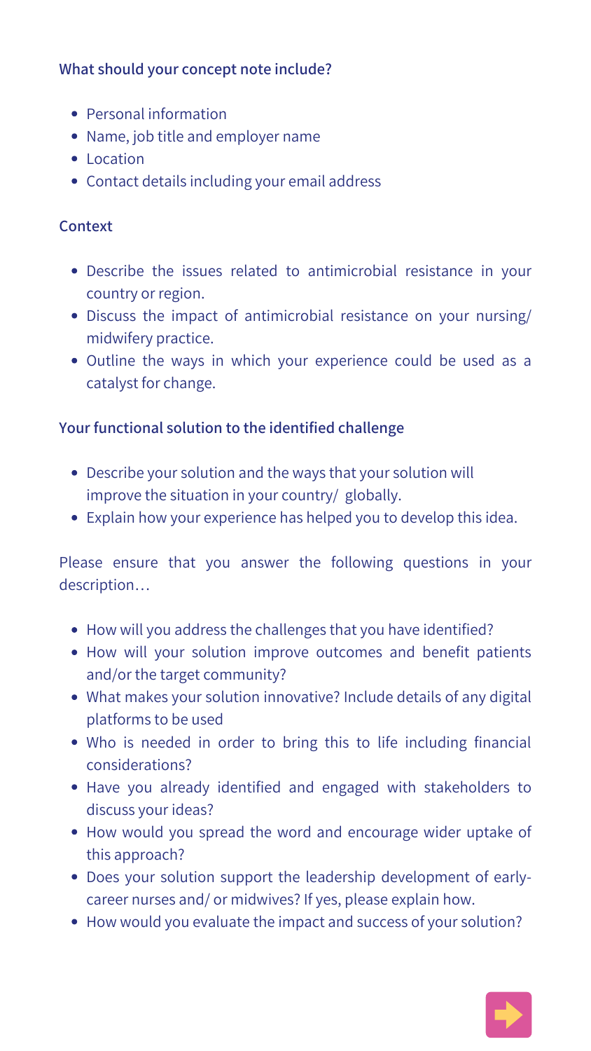### What should your concept note include?

- Personal information
- Name, job title and employer name
- Location
- Contact details including your email address

### Context

- Describe the issues related to antimicrobial resistance in your country or region.
- Discuss the impact of antimicrobial resistance on your nursing/ midwifery practice.
- Outline the ways in which your experience could be used as a catalyst for change.

### Your functional solution to the identified challenge

- Describe your solution and the ways that your solution will improve the situation in your country/ globally.
- Explain how your experience has helped you to develop this idea.

Please ensure that you answer the following questions in your description…

- How will you address the challenges that you have identified?
- How will your solution improve outcomes and benefit patients and/or the target community?
- What makes your solution innovative? Include details of any digital platforms to be used
- Who is needed in order to bring this to life including financial considerations?
- Have you already identified and engaged with stakeholders to discuss your ideas?
- How would you spread the word and encourage wider uptake of this approach?
- Does your solution support the leadership development of early-career nurses and/ or midwives? If yes, please explain how.
- How would you evaluate the impact and success of your solution?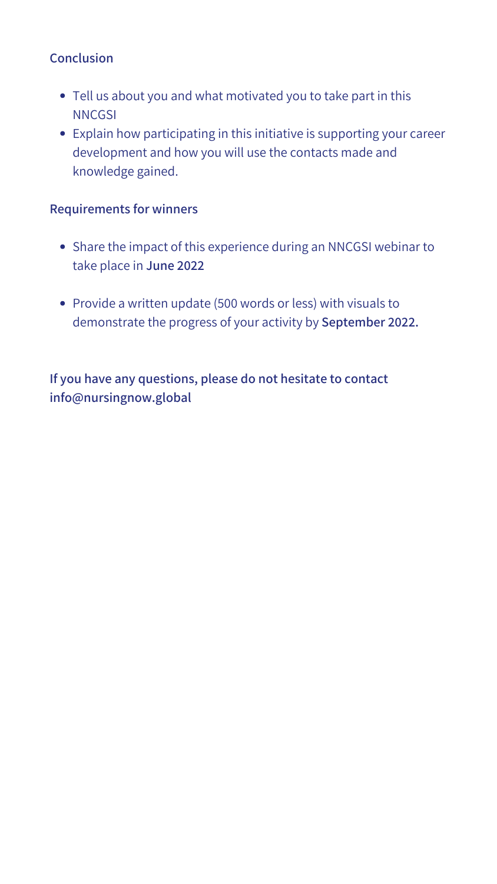### Conclusion

- Tell us about you and what motivated you to take part in this NNCGSI
- Explain how participating in this initiative is supporting your career development and how you will use the contacts made and knowledge gained.

### Requirements for winners

- Share the impact of this experience during an NNCGSI webinar to take place in **June 2022**
- Provide a written update (500 words or less) with visuals to demonstrate the progress of your activity by **September 2022.**

**If you have any questions, please do not hesitate to contact info@nursingnow.global**